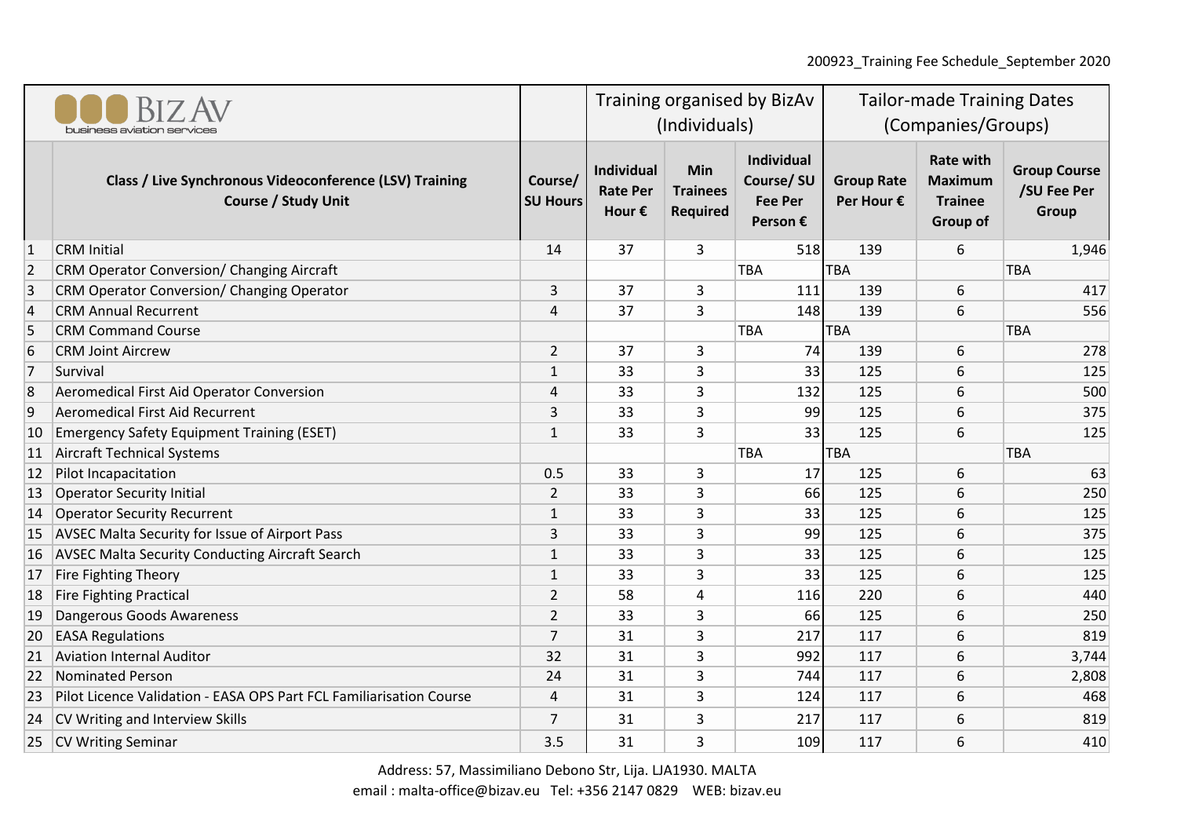| BIZ AV business aviation services | | | Training organised by BizAv (Individuals) | | | Tailor-made Training Dates (Companies/Groups) | | |
|---|---|---|---|---|---|---|---|---|
| | Class / Live Synchronous Videoconference (LSV) Training Course / Study Unit | Course/ SU Hours | Individual Rate Per Hour € | Min Trainees Required | Individual Course/ SU Fee Per Person € | Group Rate Per Hour € | Rate with Maximum Trainee Group of | Group Course /SU Fee Per Group |
| 1 | CRM Initial | 14 | 37 | 3 | 518 | 139 | 6 | 1,946 |
| 2 | CRM Operator Conversion/ Changing Aircraft | | | | TBA | TBA | | TBA |
| 3 | CRM Operator Conversion/ Changing Operator | 3 | 37 | 3 | 111 | 139 | 6 | 417 |
| 4 | CRM Annual Recurrent | 4 | 37 | 3 | 148 | 139 | 6 | 556 |
| 5 | CRM Command Course | | | | TBA | TBA | | TBA |
| 6 | CRM Joint Aircrew | 2 | 37 | 3 | 74 | 139 | 6 | 278 |
| 7 | Survival | 1 | 33 | 3 | 33 | 125 | 6 | 125 |
| 8 | Aeromedical First Aid Operator Conversion | 4 | 33 | 3 | 132 | 125 | 6 | 500 |
| 9 | Aeromedical First Aid Recurrent | 3 | 33 | 3 | 99 | 125 | 6 | 375 |
| 10 | Emergency Safety Equipment Training (ESET) | 1 | 33 | 3 | 33 | 125 | 6 | 125 |
| 11 | Aircraft Technical Systems | | | | TBA | TBA | | TBA |
| 12 | Pilot Incapacitation | 0.5 | 33 | 3 | 17 | 125 | 6 | 63 |
| 13 | Operator Security Initial | 2 | 33 | 3 | 66 | 125 | 6 | 250 |
| 14 | Operator Security Recurrent | 1 | 33 | 3 | 33 | 125 | 6 | 125 |
| 15 | AVSEC Malta Security for Issue of Airport Pass | 3 | 33 | 3 | 99 | 125 | 6 | 375 |
| 16 | AVSEC Malta Security Conducting Aircraft Search | 1 | 33 | 3 | 33 | 125 | 6 | 125 |
| 17 | Fire Fighting Theory | 1 | 33 | 3 | 33 | 125 | 6 | 125 |
| 18 | Fire Fighting Practical | 2 | 58 | 4 | 116 | 220 | 6 | 440 |
| 19 | Dangerous Goods Awareness | 2 | 33 | 3 | 66 | 125 | 6 | 250 |
| 20 | EASA Regulations | 7 | 31 | 3 | 217 | 117 | 6 | 819 |
| 21 | Aviation Internal Auditor | 32 | 31 | 3 | 992 | 117 | 6 | 3,744 |
| 22 | Nominated Person | 24 | 31 | 3 | 744 | 117 | 6 | 2,808 |
| 23 | Pilot Licence Validation - EASA OPS Part FCL Familiarisation Course | 4 | 31 | 3 | 124 | 117 | 6 | 468 |
| 24 | CV Writing and Interview Skills | 7 | 31 | 3 | 217 | 117 | 6 | 819 |
| 25 | CV Writing Seminar | 3.5 | 31 | 3 | 109 | 117 | 6 | 410 |

Address: 57, Massimiliano Debono Str, Lija. LJA1930. MALTA
email : malta-office@bizav.eu Tel: +356 2147 0829 WEB: bizav.eu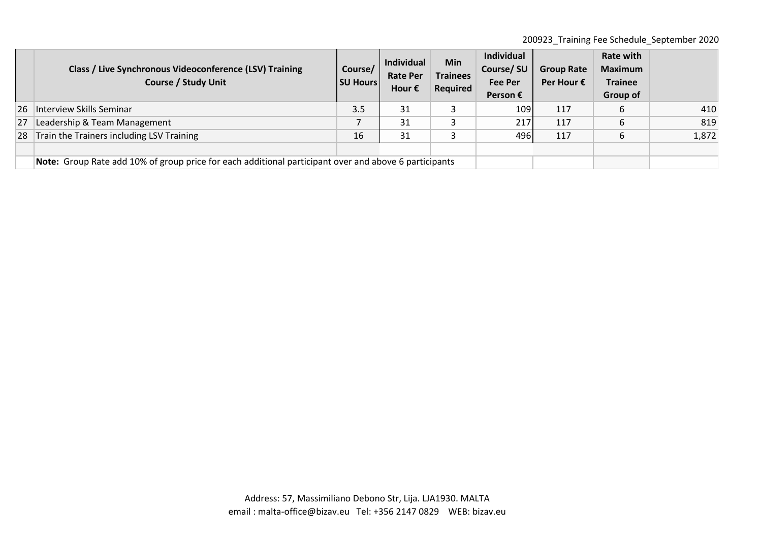200923_Training Fee Schedule_September 2020

| | Class / Live Synchronous Videoconference (LSV) Training Course / Study Unit | Course/ SU Hours | Individual Rate Per Hour € | Min Trainees Required | Individual Course/ SU Fee Per Person € | Group Rate Per Hour € | Rate with Maximum Trainee Group of | |
|---|---|---|---|---|---|---|---|---|
| 26 | Interview Skills Seminar | 3.5 | 31 | 3 | 109 | 117 | 6 | 410 |
| 27 | Leadership & Team Management | 7 | 31 | 3 | 217 | 117 | 6 | 819 |
| 28 | Train the Trainers including LSV Training | 16 | 31 | 3 | 496 | 117 | 6 | 1,872 |
| | | | | | | | | |
| | **Note:** Group Rate add 10% of group price for each additional participant over and above 6 participants | | | | | | | |

Address: 57, Massimiliano Debono Str, Lija. LJA1930. MALTA
email : malta-office@bizav.eu Tel: +356 2147 0829 WEB: bizav.eu